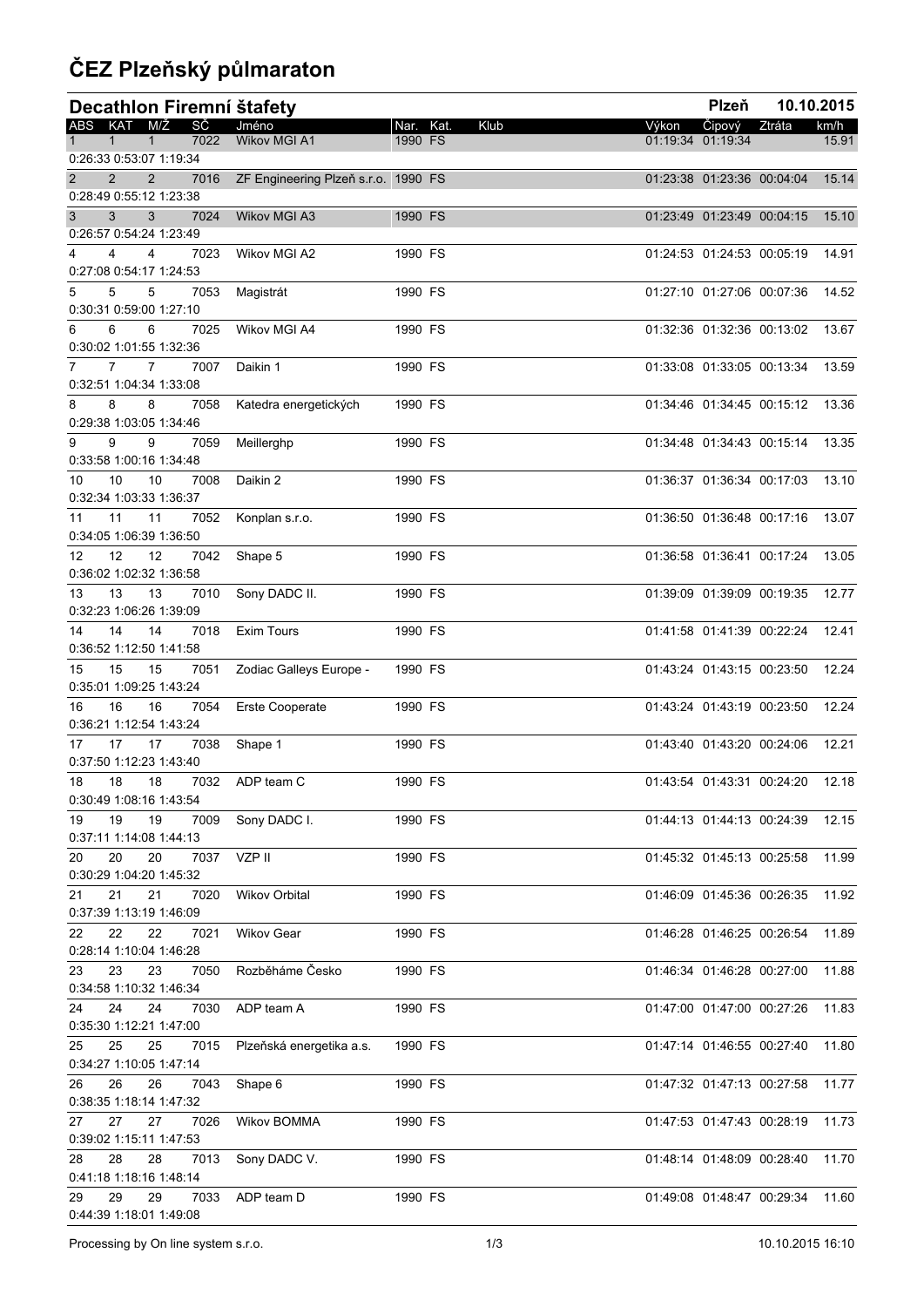# ČEZ Plzeňský půlmaraton

## Decathlon Firemní štafety

Plzeň 10.10.2015

| ABS | KAT | M/Ž | SČ | Jméno | Nar. | Kat. | Klub | Výkon | Čipový | Ztráta | km/h |
|---|---|---|---|---|---|---|---|---|---|---|---|
| 1 | 1 | 1 | 7022 | Wikov MGI A1 | 1990 | FS | | 01:19:34 | 01:19:34 | | 15.91 |
| 0:26:33 0:53:07 1:19:34 | | | | | | | | | | | |
| 2 | 2 | 2 | 7016 | ZF Engineering Plzeň s.r.o. | 1990 | FS | | 01:23:38 | 01:23:36 | 00:04:04 | 15.14 |
| 0:28:49 0:55:12 1:23:38 | | | | | | | | | | | |
| 3 | 3 | 3 | 7024 | Wikov MGI A3 | 1990 | FS | | 01:23:49 | 01:23:49 | 00:04:15 | 15.10 |
| 0:26:57 0:54:24 1:23:49 | | | | | | | | | | | |
| 4 | 4 | 4 | 7023 | Wikov MGI A2 | 1990 | FS | | 01:24:53 | 01:24:53 | 00:05:19 | 14.91 |
| 0:27:08 0:54:17 1:24:53 | | | | | | | | | | | |
| 5 | 5 | 5 | 7053 | Magistrát | 1990 | FS | | 01:27:10 | 01:27:06 | 00:07:36 | 14.52 |
| 0:30:31 0:59:00 1:27:10 | | | | | | | | | | | |
| 6 | 6 | 6 | 7025 | Wikov MGI A4 | 1990 | FS | | 01:32:36 | 01:32:36 | 00:13:02 | 13.67 |
| 0:30:02 1:01:55 1:32:36 | | | | | | | | | | | |
| 7 | 7 | 7 | 7007 | Daikin 1 | 1990 | FS | | 01:33:08 | 01:33:05 | 00:13:34 | 13.59 |
| 0:32:51 1:04:34 1:33:08 | | | | | | | | | | | |
| 8 | 8 | 8 | 7058 | Katedra energetických | 1990 | FS | | 01:34:46 | 01:34:45 | 00:15:12 | 13.36 |
| 0:29:38 1:03:05 1:34:46 | | | | | | | | | | | |
| 9 | 9 | 9 | 7059 | Meillerghp | 1990 | FS | | 01:34:48 | 01:34:43 | 00:15:14 | 13.35 |
| 0:33:58 1:00:16 1:34:48 | | | | | | | | | | | |
| 10 | 10 | 10 | 7008 | Daikin 2 | 1990 | FS | | 01:36:37 | 01:36:34 | 00:17:03 | 13.10 |
| 0:32:34 1:03:33 1:36:37 | | | | | | | | | | | |
| 11 | 11 | 11 | 7052 | Konplan s.r.o. | 1990 | FS | | 01:36:50 | 01:36:48 | 00:17:16 | 13.07 |
| 0:34:05 1:06:39 1:36:50 | | | | | | | | | | | |
| 12 | 12 | 12 | 7042 | Shape 5 | 1990 | FS | | 01:36:58 | 01:36:41 | 00:17:24 | 13.05 |
| 0:36:02 1:02:32 1:36:58 | | | | | | | | | | | |
| 13 | 13 | 13 | 7010 | Sony DADC II. | 1990 | FS | | 01:39:09 | 01:39:09 | 00:19:35 | 12.77 |
| 0:32:23 1:06:26 1:39:09 | | | | | | | | | | | |
| 14 | 14 | 14 | 7018 | Exim Tours | 1990 | FS | | 01:41:58 | 01:41:39 | 00:22:24 | 12.41 |
| 0:36:52 1:12:50 1:41:58 | | | | | | | | | | | |
| 15 | 15 | 15 | 7051 | Zodiac Galleys Europe - | 1990 | FS | | 01:43:24 | 01:43:15 | 00:23:50 | 12.24 |
| 0:35:01 1:09:25 1:43:24 | | | | | | | | | | | |
| 16 | 16 | 16 | 7054 | Erste Cooperate | 1990 | FS | | 01:43:24 | 01:43:19 | 00:23:50 | 12.24 |
| 0:36:21 1:12:54 1:43:24 | | | | | | | | | | | |
| 17 | 17 | 17 | 7038 | Shape 1 | 1990 | FS | | 01:43:40 | 01:43:20 | 00:24:06 | 12.21 |
| 0:37:50 1:12:23 1:43:40 | | | | | | | | | | | |
| 18 | 18 | 18 | 7032 | ADP team C | 1990 | FS | | 01:43:54 | 01:43:31 | 00:24:20 | 12.18 |
| 0:30:49 1:08:16 1:43:54 | | | | | | | | | | | |
| 19 | 19 | 19 | 7009 | Sony DADC I. | 1990 | FS | | 01:44:13 | 01:44:13 | 00:24:39 | 12.15 |
| 0:37:11 1:14:08 1:44:13 | | | | | | | | | | | |
| 20 | 20 | 20 | 7037 | VZP II | 1990 | FS | | 01:45:32 | 01:45:13 | 00:25:58 | 11.99 |
| 0:30:29 1:04:20 1:45:32 | | | | | | | | | | | |
| 21 | 21 | 21 | 7020 | Wikov Orbital | 1990 | FS | | 01:46:09 | 01:45:36 | 00:26:35 | 11.92 |
| 0:37:39 1:13:19 1:46:09 | | | | | | | | | | | |
| 22 | 22 | 22 | 7021 | Wikov Gear | 1990 | FS | | 01:46:28 | 01:46:25 | 00:26:54 | 11.89 |
| 0:28:14 1:10:04 1:46:28 | | | | | | | | | | | |
| 23 | 23 | 23 | 7050 | Rozběháme Česko | 1990 | FS | | 01:46:34 | 01:46:28 | 00:27:00 | 11.88 |
| 0:34:58 1:10:32 1:46:34 | | | | | | | | | | | |
| 24 | 24 | 24 | 7030 | ADP team A | 1990 | FS | | 01:47:00 | 01:47:00 | 00:27:26 | 11.83 |
| 0:35:30 1:12:21 1:47:00 | | | | | | | | | | | |
| 25 | 25 | 25 | 7015 | Plzeňská energetika a.s. | 1990 | FS | | 01:47:14 | 01:46:55 | 00:27:40 | 11.80 |
| 0:34:27 1:10:05 1:47:14 | | | | | | | | | | | |
| 26 | 26 | 26 | 7043 | Shape 6 | 1990 | FS | | 01:47:32 | 01:47:13 | 00:27:58 | 11.77 |
| 0:38:35 1:18:14 1:47:32 | | | | | | | | | | | |
| 27 | 27 | 27 | 7026 | Wikov BOMMA | 1990 | FS | | 01:47:53 | 01:47:43 | 00:28:19 | 11.73 |
| 0:39:02 1:15:11 1:47:53 | | | | | | | | | | | |
| 28 | 28 | 28 | 7013 | Sony DADC V. | 1990 | FS | | 01:48:14 | 01:48:09 | 00:28:40 | 11.70 |
| 0:41:18 1:18:16 1:48:14 | | | | | | | | | | | |
| 29 | 29 | 29 | 7033 | ADP team D | 1990 | FS | | 01:49:08 | 01:48:47 | 00:29:34 | 11.60 |
| 0:44:39 1:18:01 1:49:08 | | | | | | | | | | | |

Processing by On line system s.r.o. 10.10.2015 16:10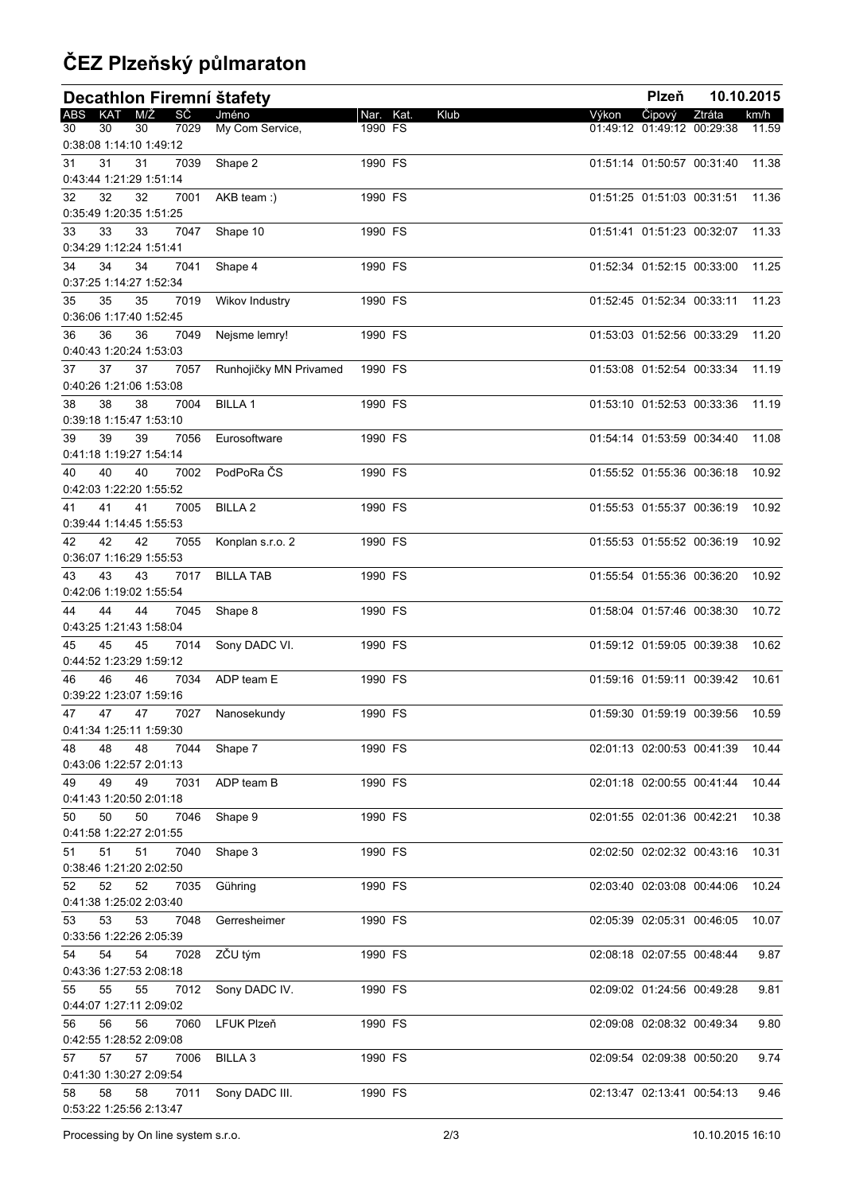# ČEZ Plzeňský půlmaraton

## Decathlon Firemní štafety

Plzeň 10.10.2015

| ABS | KAT | M/Ž | SČ | Jméno | Nar. | Kat. | Klub | Výkon | Čipový | Ztráta | km/h |
|---|---|---|---|---|---|---|---|---|---|---|---|
| 30 | 30 | 30 | 7029 | My Com Service, | 1990 | FS | | 01:49:12 | 01:49:12 | 00:29:38 | 11.59 |
| 0:38:08 1:14:10 1:49:12 | | | | | | | | | | | |
| 31 | 31 | 31 | 7039 | Shape 2 | 1990 | FS | | 01:51:14 | 01:50:57 | 00:31:40 | 11.38 |
| 0:43:44 1:21:29 1:51:14 | | | | | | | | | | | |
| 32 | 32 | 32 | 7001 | AKB team :) | 1990 | FS | | 01:51:25 | 01:51:03 | 00:31:51 | 11.36 |
| 0:35:49 1:20:35 1:51:25 | | | | | | | | | | | |
| 33 | 33 | 33 | 7047 | Shape 10 | 1990 | FS | | 01:51:41 | 01:51:23 | 00:32:07 | 11.33 |
| 0:34:29 1:12:24 1:51:41 | | | | | | | | | | | |
| 34 | 34 | 34 | 7041 | Shape 4 | 1990 | FS | | 01:52:34 | 01:52:15 | 00:33:00 | 11.25 |
| 0:37:25 1:14:27 1:52:34 | | | | | | | | | | | |
| 35 | 35 | 35 | 7019 | Wikov Industry | 1990 | FS | | 01:52:45 | 01:52:34 | 00:33:11 | 11.23 |
| 0:36:06 1:17:40 1:52:45 | | | | | | | | | | | |
| 36 | 36 | 36 | 7049 | Nejsme lemry! | 1990 | FS | | 01:53:03 | 01:52:56 | 00:33:29 | 11.20 |
| 0:40:43 1:20:24 1:53:03 | | | | | | | | | | | |
| 37 | 37 | 37 | 7057 | Runhojičky MN Privamed | 1990 | FS | | 01:53:08 | 01:52:54 | 00:33:34 | 11.19 |
| 0:40:26 1:21:06 1:53:08 | | | | | | | | | | | |
| 38 | 38 | 38 | 7004 | BILLA 1 | 1990 | FS | | 01:53:10 | 01:52:53 | 00:33:36 | 11.19 |
| 0:39:18 1:15:47 1:53:10 | | | | | | | | | | | |
| 39 | 39 | 39 | 7056 | Eurosoftware | 1990 | FS | | 01:54:14 | 01:53:59 | 00:34:40 | 11.08 |
| 0:41:18 1:19:27 1:54:14 | | | | | | | | | | | |
| 40 | 40 | 40 | 7002 | PodPoRa ČS | 1990 | FS | | 01:55:52 | 01:55:36 | 00:36:18 | 10.92 |
| 0:42:03 1:22:20 1:55:52 | | | | | | | | | | | |
| 41 | 41 | 41 | 7005 | BILLA 2 | 1990 | FS | | 01:55:53 | 01:55:37 | 00:36:19 | 10.92 |
| 0:39:44 1:14:45 1:55:53 | | | | | | | | | | | |
| 42 | 42 | 42 | 7055 | Konplan s.r.o. 2 | 1990 | FS | | 01:55:53 | 01:55:52 | 00:36:19 | 10.92 |
| 0:36:07 1:16:29 1:55:53 | | | | | | | | | | | |
| 43 | 43 | 43 | 7017 | BILLA TAB | 1990 | FS | | 01:55:54 | 01:55:36 | 00:36:20 | 10.92 |
| 0:42:06 1:19:02 1:55:54 | | | | | | | | | | | |
| 44 | 44 | 44 | 7045 | Shape 8 | 1990 | FS | | 01:58:04 | 01:57:46 | 00:38:30 | 10.72 |
| 0:43:25 1:21:43 1:58:04 | | | | | | | | | | | |
| 45 | 45 | 45 | 7014 | Sony DADC VI. | 1990 | FS | | 01:59:12 | 01:59:05 | 00:39:38 | 10.62 |
| 0:44:52 1:23:29 1:59:12 | | | | | | | | | | | |
| 46 | 46 | 46 | 7034 | ADP team E | 1990 | FS | | 01:59:16 | 01:59:11 | 00:39:42 | 10.61 |
| 0:39:22 1:23:07 1:59:16 | | | | | | | | | | | |
| 47 | 47 | 47 | 7027 | Nanosekundy | 1990 | FS | | 01:59:30 | 01:59:19 | 00:39:56 | 10.59 |
| 0:41:34 1:25:11 1:59:30 | | | | | | | | | | | |
| 48 | 48 | 48 | 7044 | Shape 7 | 1990 | FS | | 02:01:13 | 02:00:53 | 00:41:39 | 10.44 |
| 0:43:06 1:22:57 2:01:13 | | | | | | | | | | | |
| 49 | 49 | 49 | 7031 | ADP team B | 1990 | FS | | 02:01:18 | 02:00:55 | 00:41:44 | 10.44 |
| 0:41:43 1:20:50 2:01:18 | | | | | | | | | | | |
| 50 | 50 | 50 | 7046 | Shape 9 | 1990 | FS | | 02:01:55 | 02:01:36 | 00:42:21 | 10.38 |
| 0:41:58 1:22:27 2:01:55 | | | | | | | | | | | |
| 51 | 51 | 51 | 7040 | Shape 3 | 1990 | FS | | 02:02:50 | 02:02:32 | 00:43:16 | 10.31 |
| 0:38:46 1:21:20 2:02:50 | | | | | | | | | | | |
| 52 | 52 | 52 | 7035 | Gühring | 1990 | FS | | 02:03:40 | 02:03:08 | 00:44:06 | 10.24 |
| 0:41:38 1:25:02 2:03:40 | | | | | | | | | | | |
| 53 | 53 | 53 | 7048 | Gerresheimer | 1990 | FS | | 02:05:39 | 02:05:31 | 00:46:05 | 10.07 |
| 0:33:56 1:22:26 2:05:39 | | | | | | | | | | | |
| 54 | 54 | 54 | 7028 | ZČU tým | 1990 | FS | | 02:08:18 | 02:07:55 | 00:48:44 | 9.87 |
| 0:43:36 1:27:53 2:08:18 | | | | | | | | | | | |
| 55 | 55 | 55 | 7012 | Sony DADC IV. | 1990 | FS | | 02:09:02 | 01:24:56 | 00:49:28 | 9.81 |
| 0:44:07 1:27:11 2:09:02 | | | | | | | | | | | |
| 56 | 56 | 56 | 7060 | LFUK Plzeň | 1990 | FS | | 02:09:08 | 02:08:32 | 00:49:34 | 9.80 |
| 0:42:55 1:28:52 2:09:08 | | | | | | | | | | | |
| 57 | 57 | 57 | 7006 | BILLA 3 | 1990 | FS | | 02:09:54 | 02:09:38 | 00:50:20 | 9.74 |
| 0:41:30 1:30:27 2:09:54 | | | | | | | | | | | |
| 58 | 58 | 58 | 7011 | Sony DADC III. | 1990 | FS | | 02:13:47 | 02:13:41 | 00:54:13 | 9.46 |
| 0:53:22 1:25:56 2:13:47 | | | | | | | | | | | |

Processing by On line system s.r.o. 10.10.2015 16:10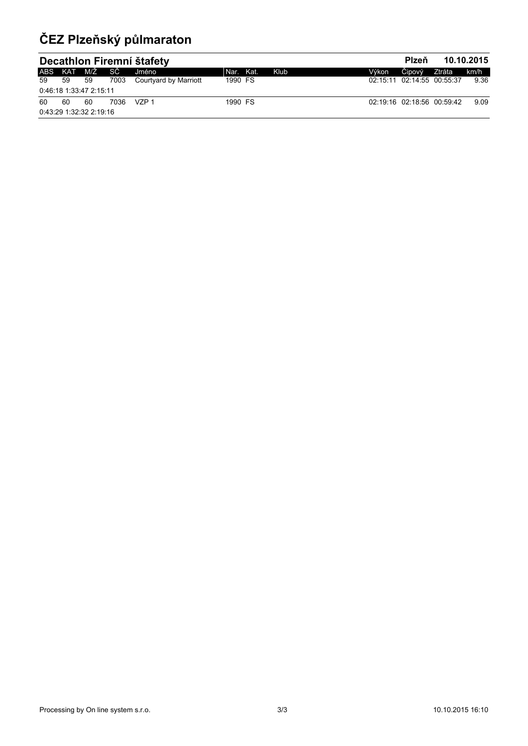# ČEZ Plzeňský půlmaraton

## Decathlon Firemní štafety

Plzeň 10.10.2015

| ABS | KAT | M/Ž | SČ | Jméno | Nar. | Kat. | Klub | Výkon | Čipový | Ztráta | km/h |
|---|---|---|---|---|---|---|---|---|---|---|---|
| 59 | 59 | 59 | 7003 | Courtyard by Marriott | 1990 | FS | | 02:15:11 | 02:14:55 | 00:55:37 | 9.36 |
| 0:46:18 1:33:47 2:15:11 | | | | | | | | | | | |
| 60 | 60 | 60 | 7036 | VZP 1 | 1990 | FS | | 02:19:16 | 02:18:56 | 00:59:42 | 9.09 |
| 0:43:29 1:32:32 2:19:16 | | | | | | | | | | | |

Processing by On line system s.r.o.

10.10.2015 16:10